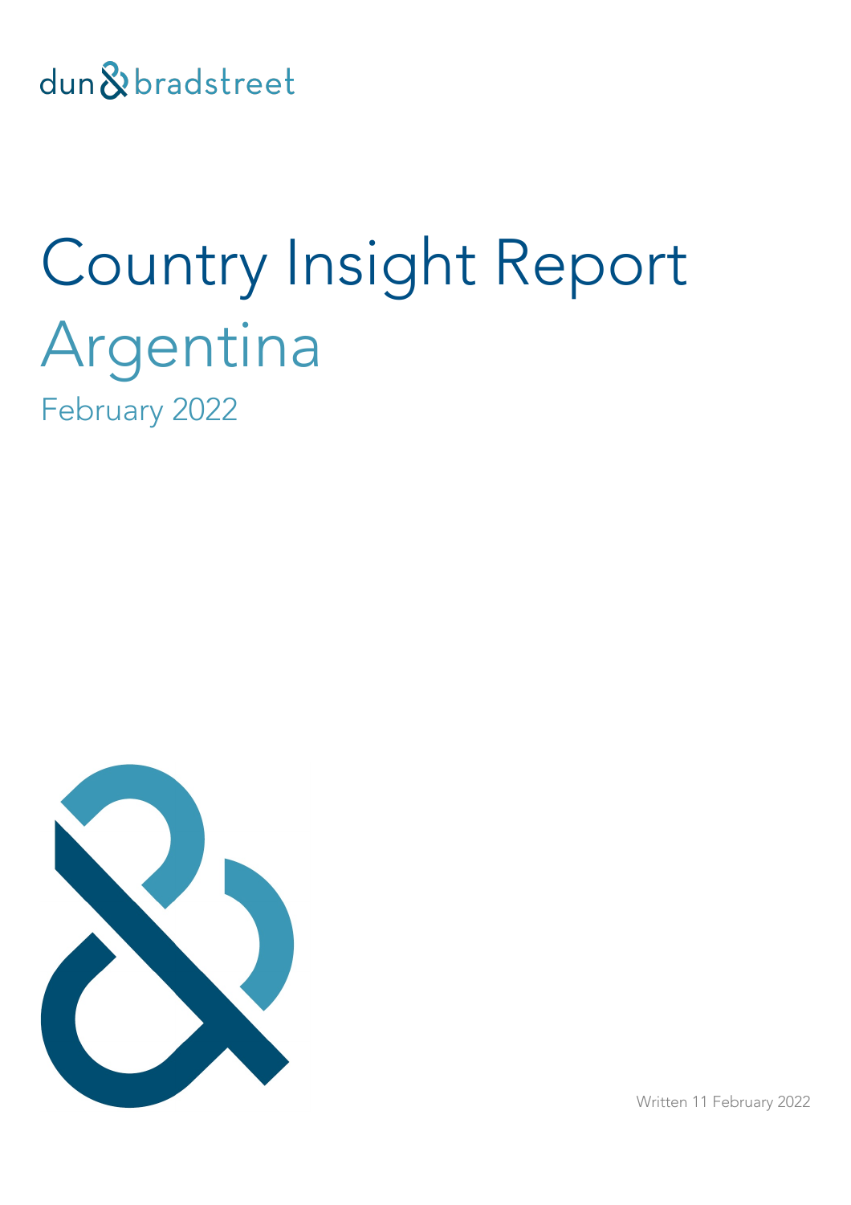dun & bradstreet

# Country Insight Report

## Argentina

### February 2022

Written 11 February 2022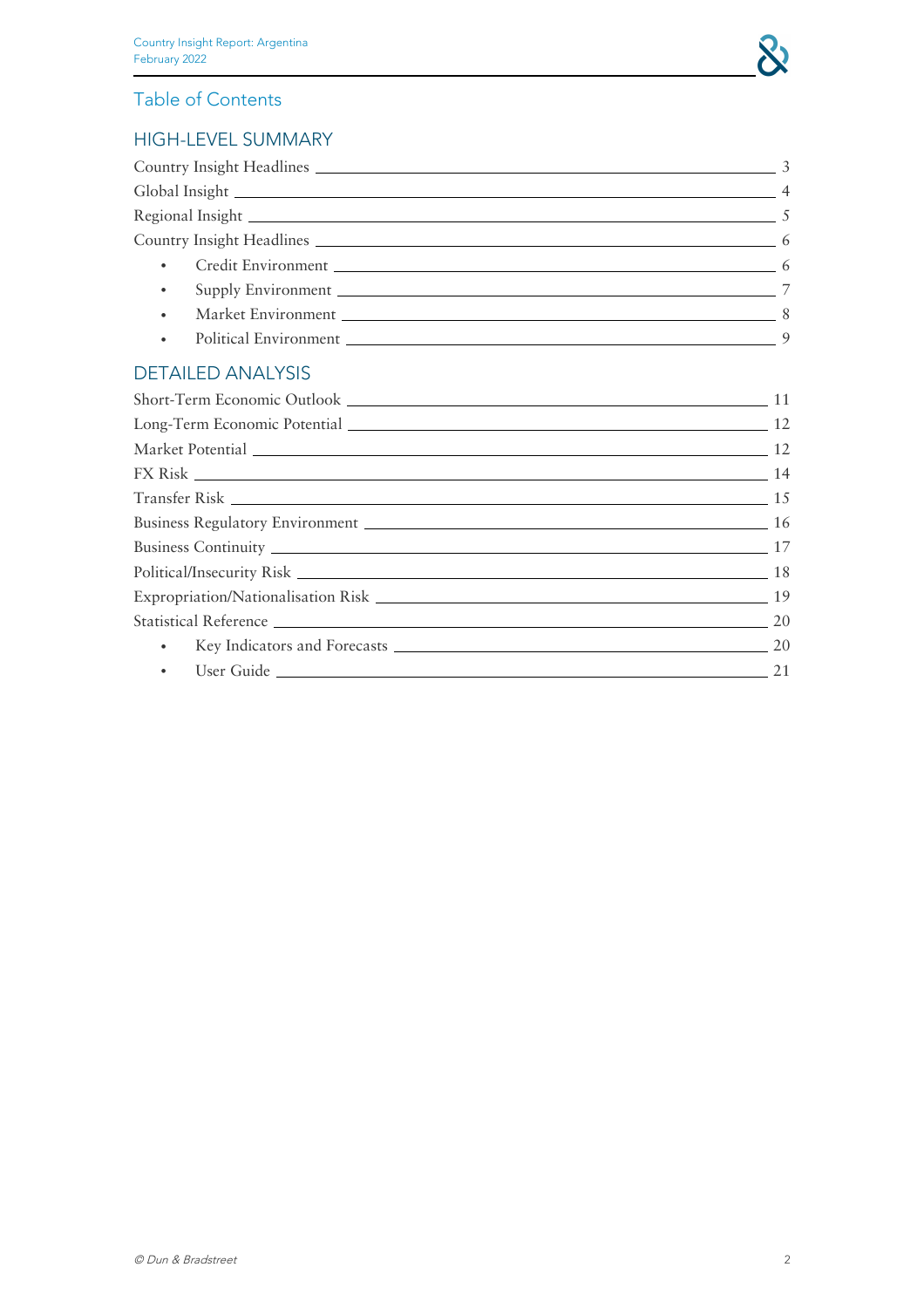# Table of Contents

## HIGH-LEVEL SUMMARY

Country Insight Headlines — 3

Global Insight — 4

Regional Insight — 5

Country Insight Headlines — 6

- Credit Environment — 6
- Supply Environment — 7
- Market Environment — 8
- Political Environment — 9

## DETAILED ANALYSIS

Short-Term Economic Outlook — 11

Long-Term Economic Potential — 12

Market Potential — 12

FX Risk — 14

Transfer Risk — 15

Business Regulatory Environment — 16

Business Continuity — 17

Political/Insecurity Risk — 18

Expropriation/Nationalisation Risk — 19

Statistical Reference — 20

- Key Indicators and Forecasts — 20
- User Guide — 21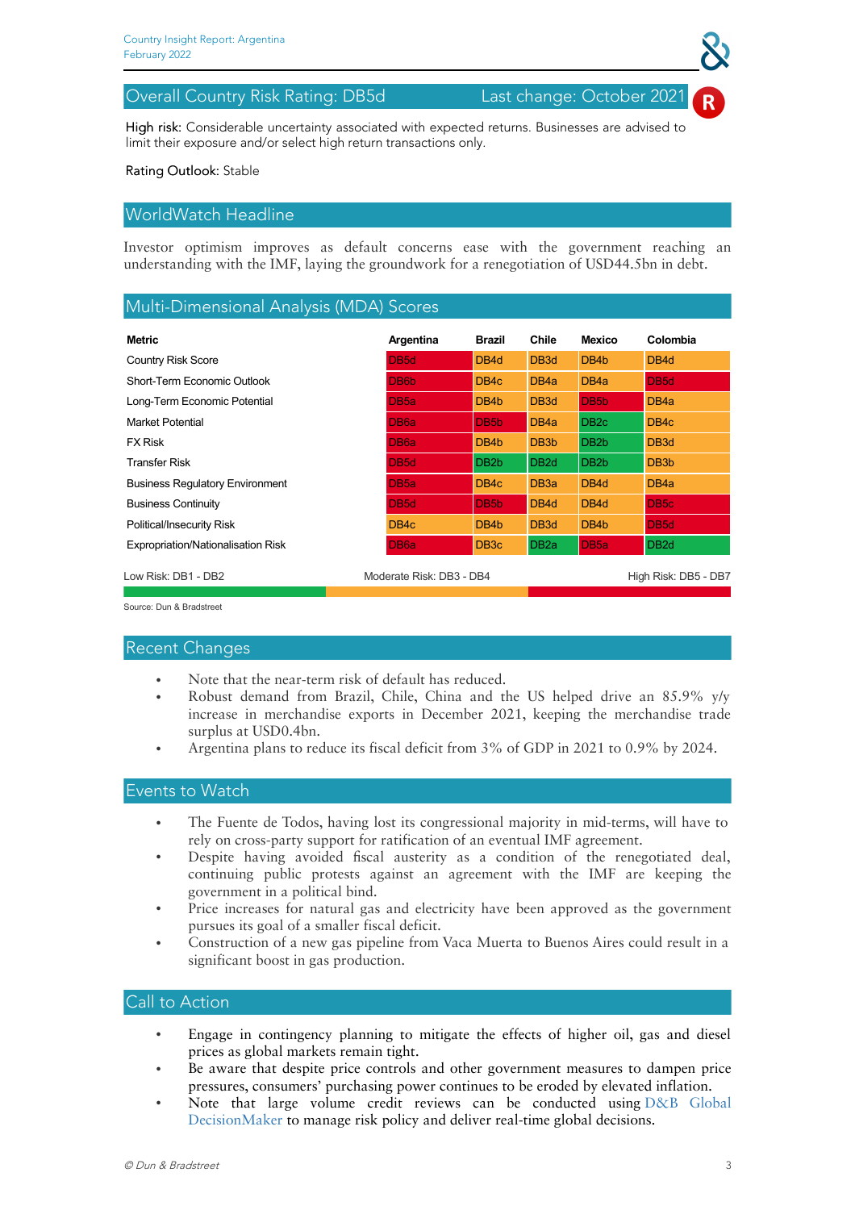## Overall Country Risk Rating: DB5d — Last change: October 2021

**High risk:** Considerable uncertainty associated with expected returns. Businesses are advised to limit their exposure and/or select high return transactions only.

**Rating Outlook:** Stable

## WorldWatch Headline

Investor optimism improves as default concerns ease with the government reaching an understanding with the IMF, laying the groundwork for a renegotiation of USD44.5bn in debt.

## Multi-Dimensional Analysis (MDA) Scores

| Metric | Argentina | Brazil | Chile | Mexico | Colombia |
|---|---|---|---|---|---|
| Country Risk Score | DB5d | DB4d | DB3d | DB4b | DB4d |
| Short-Term Economic Outlook | DB6b | DB4c | DB4a | DB4a | DB5d |
| Long-Term Economic Potential | DB5a | DB4b | DB3d | DB5b | DB4a |
| Market Potential | DB6a | DB5b | DB4a | DB2c | DB4c |
| FX Risk | DB6a | DB4b | DB3b | DB2b | DB3d |
| Transfer Risk | DB5d | DB2b | DB2d | DB2b | DB3b |
| Business Regulatory Environment | DB5a | DB4c | DB3a | DB4d | DB4a |
| Business Continuity | DB5d | DB5b | DB4d | DB4d | DB5c |
| Political/Insecurity Risk | DB4c | DB4b | DB3d | DB4b | DB5d |
| Expropriation/Nationalisation Risk | DB6a | DB3c | DB2a | DB5a | DB2d |

Low Risk: DB1 - DB2 | Moderate Risk: DB3 - DB4 | High Risk: DB5 - DB7

Source: Dun & Bradstreet

## Recent Changes

- Note that the near-term risk of default has reduced.
- Robust demand from Brazil, Chile, China and the US helped drive an 85.9% y/y increase in merchandise exports in December 2021, keeping the merchandise trade surplus at USD0.4bn.
- Argentina plans to reduce its fiscal deficit from 3% of GDP in 2021 to 0.9% by 2024.

## Events to Watch

- The Fuente de Todos, having lost its congressional majority in mid-terms, will have to rely on cross-party support for ratification of an eventual IMF agreement.
- Despite having avoided fiscal austerity as a condition of the renegotiated deal, continuing public protests against an agreement with the IMF are keeping the government in a political bind.
- Price increases for natural gas and electricity have been approved as the government pursues its goal of a smaller fiscal deficit.
- Construction of a new gas pipeline from Vaca Muerta to Buenos Aires could result in a significant boost in gas production.

## Call to Action

- Engage in contingency planning to mitigate the effects of higher oil, gas and diesel prices as global markets remain tight.
- Be aware that despite price controls and other government measures to dampen price pressures, consumers' purchasing power continues to be eroded by elevated inflation.
- Note that large volume credit reviews can be conducted using D&B Global DecisionMaker to manage risk policy and deliver real-time global decisions.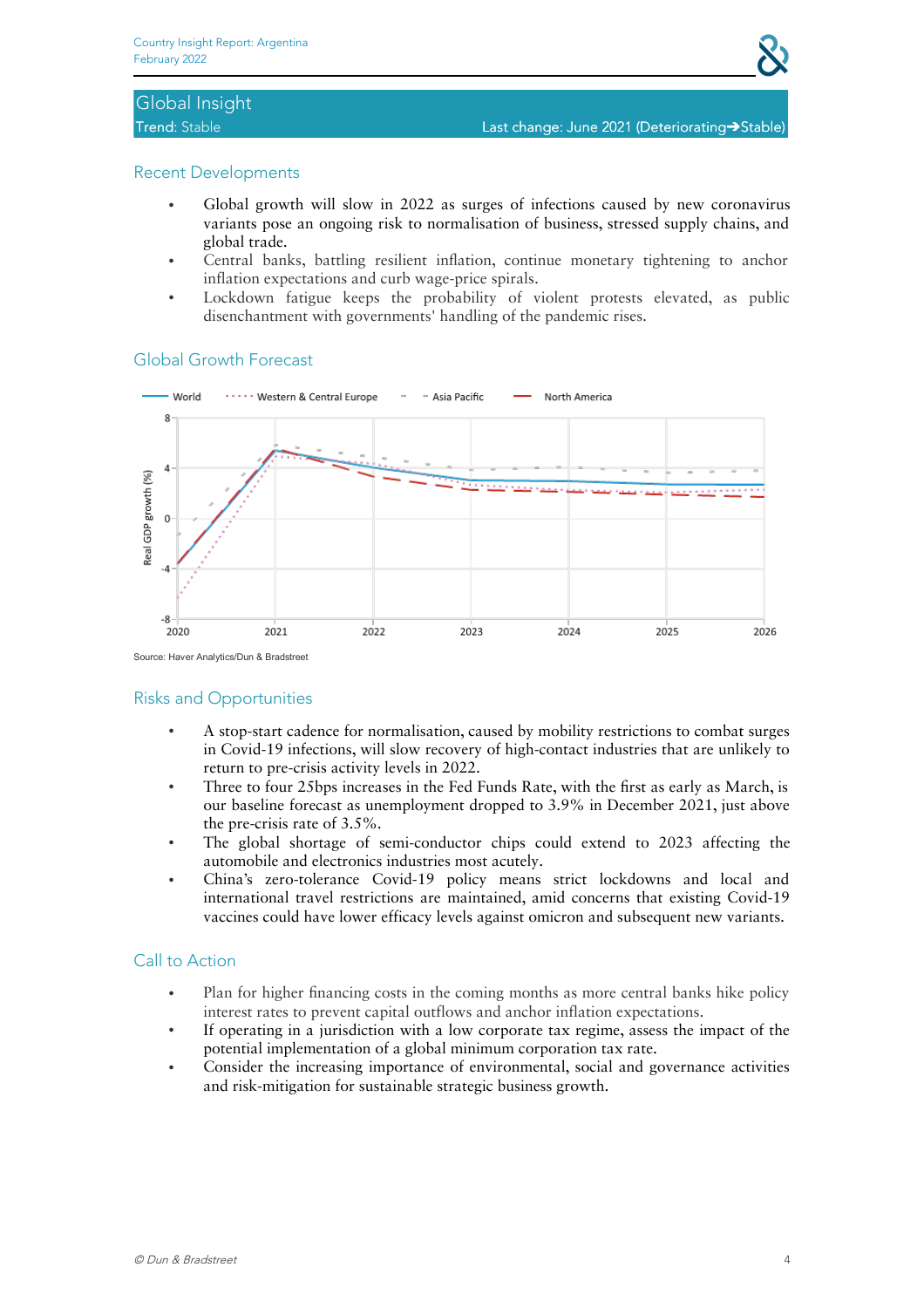## Global Insight

Trend: Stable

Last change: June 2021 (Deteriorating➔Stable)

### Recent Developments

- Global growth will slow in 2022 as surges of infections caused by new coronavirus variants pose an ongoing risk to normalisation of business, stressed supply chains, and global trade.
- Central banks, battling resilient inflation, continue monetary tightening to anchor inflation expectations and curb wage-price spirals.
- Lockdown fatigue keeps the probability of violent protests elevated, as public disenchantment with governments' handling of the pandemic rises.

### Global Growth Forecast

Source: Haver Analytics/Dun & Bradstreet

### Risks and Opportunities

- A stop-start cadence for normalisation, caused by mobility restrictions to combat surges in Covid-19 infections, will slow recovery of high-contact industries that are unlikely to return to pre-crisis activity levels in 2022.
- Three to four 25bps increases in the Fed Funds Rate, with the first as early as March, is our baseline forecast as unemployment dropped to 3.9% in December 2021, just above the pre-crisis rate of 3.5%.
- The global shortage of semi-conductor chips could extend to 2023 affecting the automobile and electronics industries most acutely.
- China's zero-tolerance Covid-19 policy means strict lockdowns and local and international travel restrictions are maintained, amid concerns that existing Covid-19 vaccines could have lower efficacy levels against omicron and subsequent new variants.

### Call to Action

- Plan for higher financing costs in the coming months as more central banks hike policy interest rates to prevent capital outflows and anchor inflation expectations.
- If operating in a jurisdiction with a low corporate tax regime, assess the impact of the potential implementation of a global minimum corporation tax rate.
- Consider the increasing importance of environmental, social and governance activities and risk-mitigation for sustainable strategic business growth.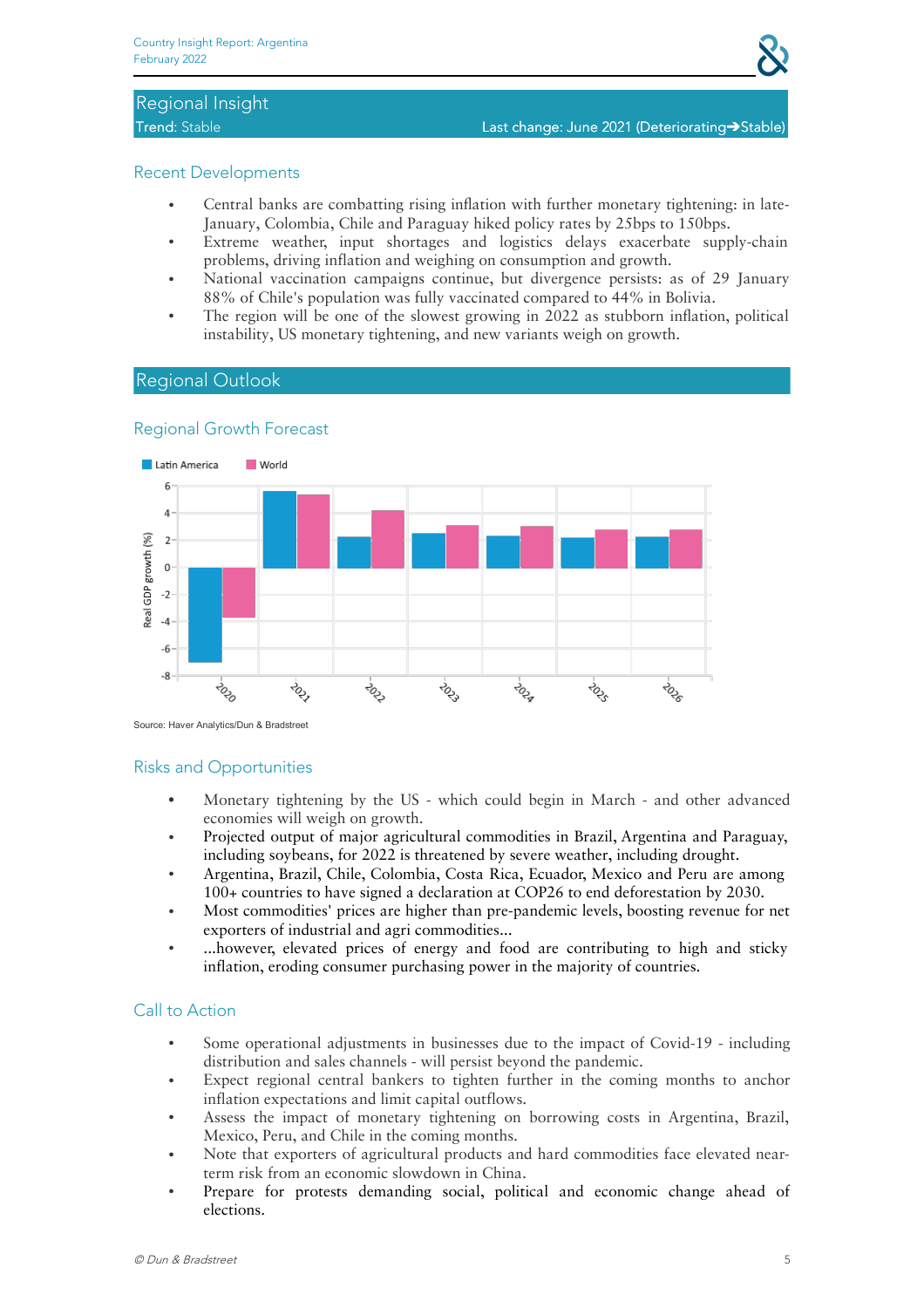## Regional Insight

Trend: Stable

Last change: June 2021 (Deteriorating➔Stable)

### Recent Developments

- Central banks are combatting rising inflation with further monetary tightening: in late-January, Colombia, Chile and Paraguay hiked policy rates by 25bps to 150bps.
- Extreme weather, input shortages and logistics delays exacerbate supply-chain problems, driving inflation and weighing on consumption and growth.
- National vaccination campaigns continue, but divergence persists: as of 29 January 88% of Chile's population was fully vaccinated compared to 44% in Bolivia.
- The region will be one of the slowest growing in 2022 as stubborn inflation, political instability, US monetary tightening, and new variants weigh on growth.

## Regional Outlook

### Regional Growth Forecast

Source: Haver Analytics/Dun & Bradstreet

### Risks and Opportunities

- Monetary tightening by the US - which could begin in March - and other advanced economies will weigh on growth.
- Projected output of major agricultural commodities in Brazil, Argentina and Paraguay, including soybeans, for 2022 is threatened by severe weather, including drought.
- Argentina, Brazil, Chile, Colombia, Costa Rica, Ecuador, Mexico and Peru are among 100+ countries to have signed a declaration at COP26 to end deforestation by 2030.
- Most commodities' prices are higher than pre-pandemic levels, boosting revenue for net exporters of industrial and agri commodities...
- ...however, elevated prices of energy and food are contributing to high and sticky inflation, eroding consumer purchasing power in the majority of countries.

### Call to Action

- Some operational adjustments in businesses due to the impact of Covid-19 - including distribution and sales channels - will persist beyond the pandemic.
- Expect regional central bankers to tighten further in the coming months to anchor inflation expectations and limit capital outflows.
- Assess the impact of monetary tightening on borrowing costs in Argentina, Brazil, Mexico, Peru, and Chile in the coming months.
- Note that exporters of agricultural products and hard commodities face elevated near-term risk from an economic slowdown in China.
- Prepare for protests demanding social, political and economic change ahead of elections.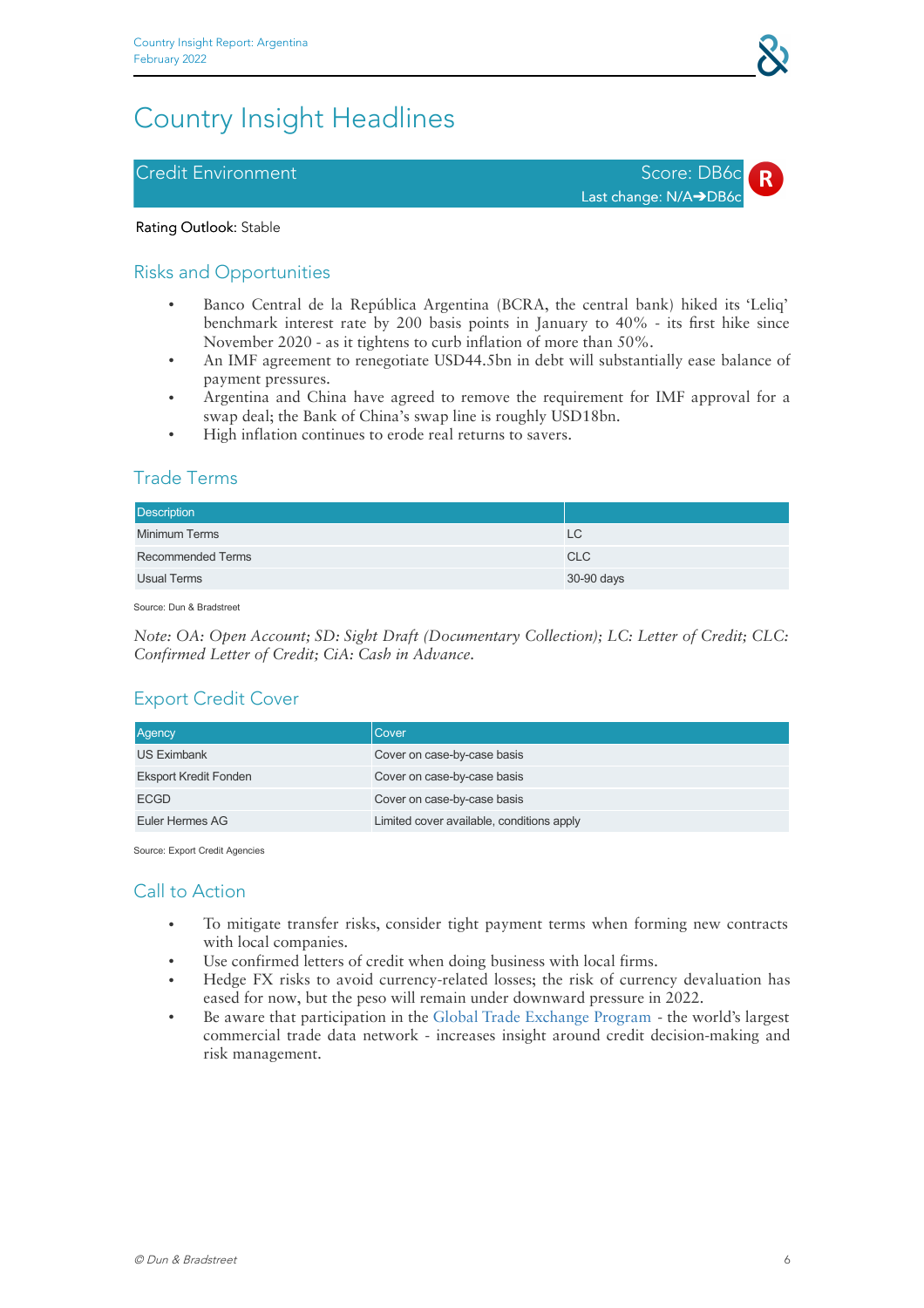# Country Insight Headlines

| Credit Environment | Score: DB6c<br>Last change: N/A➔DB6c |
|---|---|

**Rating Outlook:** Stable

## Risks and Opportunities

- Banco Central de la República Argentina (BCRA, the central bank) hiked its 'Leliq' benchmark interest rate by 200 basis points in January to 40% - its first hike since November 2020 - as it tightens to curb inflation of more than 50%.
- An IMF agreement to renegotiate USD44.5bn in debt will substantially ease balance of payment pressures.
- Argentina and China have agreed to remove the requirement for IMF approval for a swap deal; the Bank of China's swap line is roughly USD18bn.
- High inflation continues to erode real returns to savers.

## Trade Terms

| Description | |
|---|---|
| Minimum Terms | LC |
| Recommended Terms | CLC |
| Usual Terms | 30-90 days |

Source: Dun & Bradstreet

*Note: OA: Open Account; SD: Sight Draft (Documentary Collection); LC: Letter of Credit; CLC: Confirmed Letter of Credit; CiA: Cash in Advance.*

## Export Credit Cover

| Agency | Cover |
|---|---|
| US Eximbank | Cover on case-by-case basis |
| Eksport Kredit Fonden | Cover on case-by-case basis |
| ECGD | Cover on case-by-case basis |
| Euler Hermes AG | Limited cover available, conditions apply |

Source: Export Credit Agencies

## Call to Action

- To mitigate transfer risks, consider tight payment terms when forming new contracts with local companies.
- Use confirmed letters of credit when doing business with local firms.
- Hedge FX risks to avoid currency-related losses; the risk of currency devaluation has eased for now, but the peso will remain under downward pressure in 2022.
- Be aware that participation in the Global Trade Exchange Program - the world's largest commercial trade data network - increases insight around credit decision-making and risk management.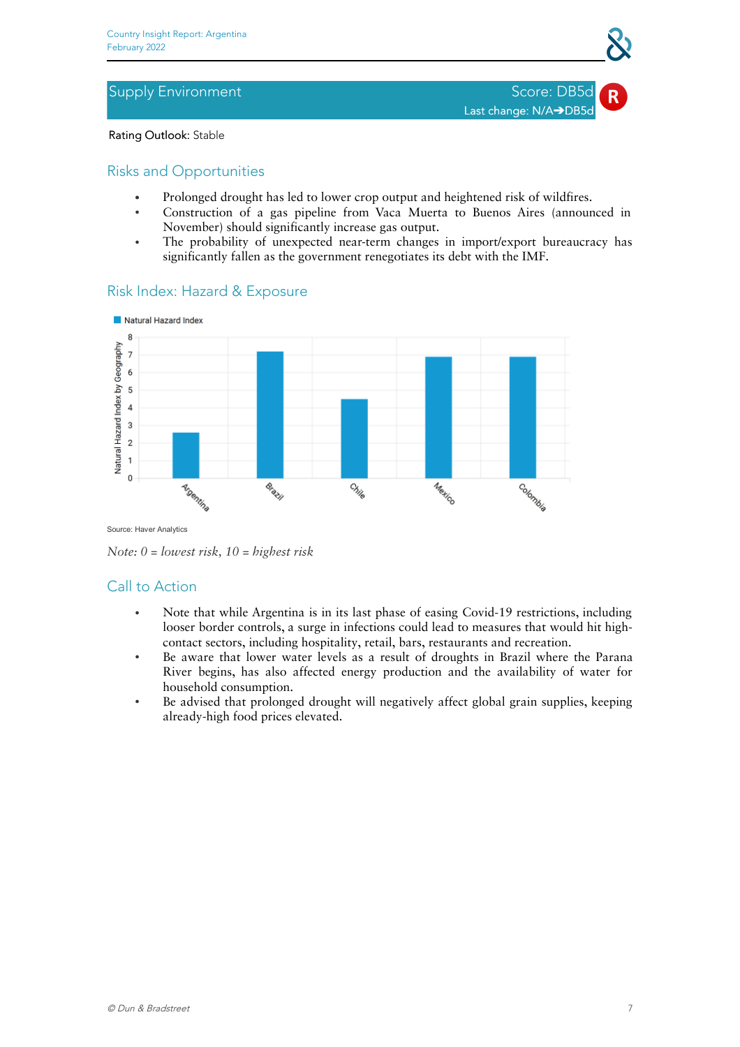## Supply Environment

Score: DB5d

Last change: N/A➔DB5d

**Rating Outlook**: Stable

### Risks and Opportunities

- Prolonged drought has led to lower crop output and heightened risk of wildfires.
- Construction of a gas pipeline from Vaca Muerta to Buenos Aires (announced in November) should significantly increase gas output.
- The probability of unexpected near-term changes in import/export bureaucracy has significantly fallen as the government renegotiates its debt with the IMF.

### Risk Index: Hazard & Exposure

Natural Hazard Index

Natural Hazard Index by Geography

| Country | Natural Hazard Index |
|---|---|
| Argentina | 2.6 |
| Brazil | 7.2 |
| Chile | 4.5 |
| Mexico | 6.9 |
| Colombia | 6.9 |

Source: Haver Analytics

*Note: 0 = lowest risk, 10 = highest risk*

### Call to Action

- Note that while Argentina is in its last phase of easing Covid-19 restrictions, including looser border controls, a surge in infections could lead to measures that would hit high-contact sectors, including hospitality, retail, bars, restaurants and recreation.
- Be aware that lower water levels as a result of droughts in Brazil where the Parana River begins, has also affected energy production and the availability of water for household consumption.
- Be advised that prolonged drought will negatively affect global grain supplies, keeping already-high food prices elevated.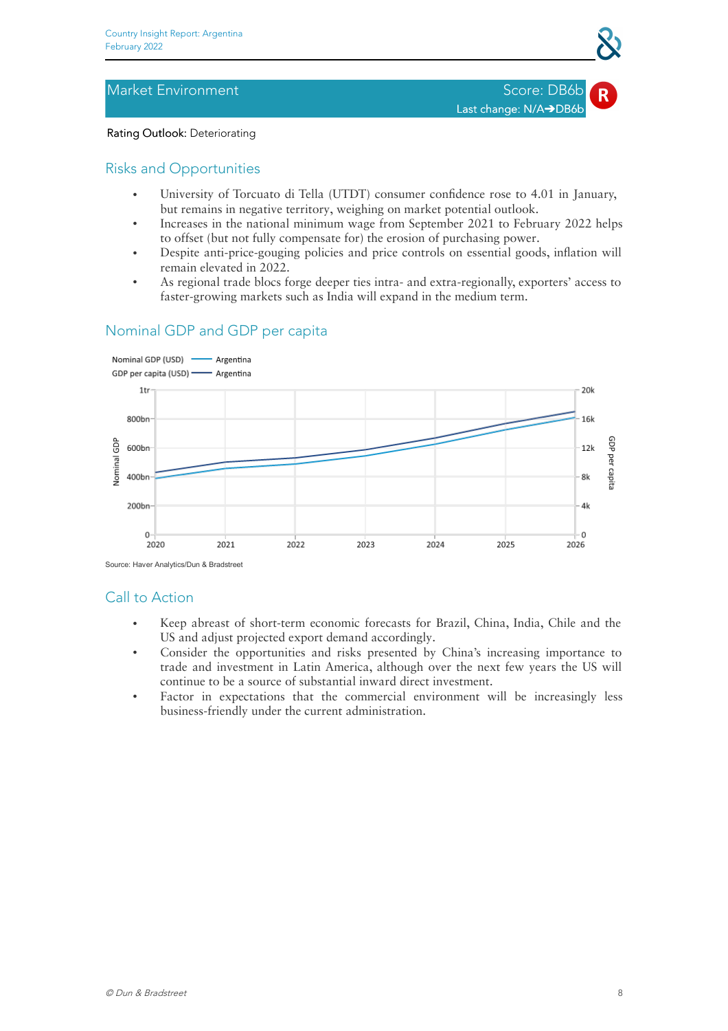## Market Environment

Score: DB6b

Last change: N/A➔DB6b

R

Rating Outlook: Deteriorating

### Risks and Opportunities

- University of Torcuato di Tella (UTDT) consumer confidence rose to 4.01 in January, but remains in negative territory, weighing on market potential outlook.
- Increases in the national minimum wage from September 2021 to February 2022 helps to offset (but not fully compensate for) the erosion of purchasing power.
- Despite anti-price-gouging policies and price controls on essential goods, inflation will remain elevated in 2022.
- As regional trade blocs forge deeper ties intra- and extra-regionally, exporters' access to faster-growing markets such as India will expand in the medium term.

### Nominal GDP and GDP per capita

Nominal GDP (USD) — Argentina
GDP per capita (USD) — Argentina

Source: Haver Analytics/Dun & Bradstreet

### Call to Action

- Keep abreast of short-term economic forecasts for Brazil, China, India, Chile and the US and adjust projected export demand accordingly.
- Consider the opportunities and risks presented by China's increasing importance to trade and investment in Latin America, although over the next few years the US will continue to be a source of substantial inward direct investment.
- Factor in expectations that the commercial environment will be increasingly less business-friendly under the current administration.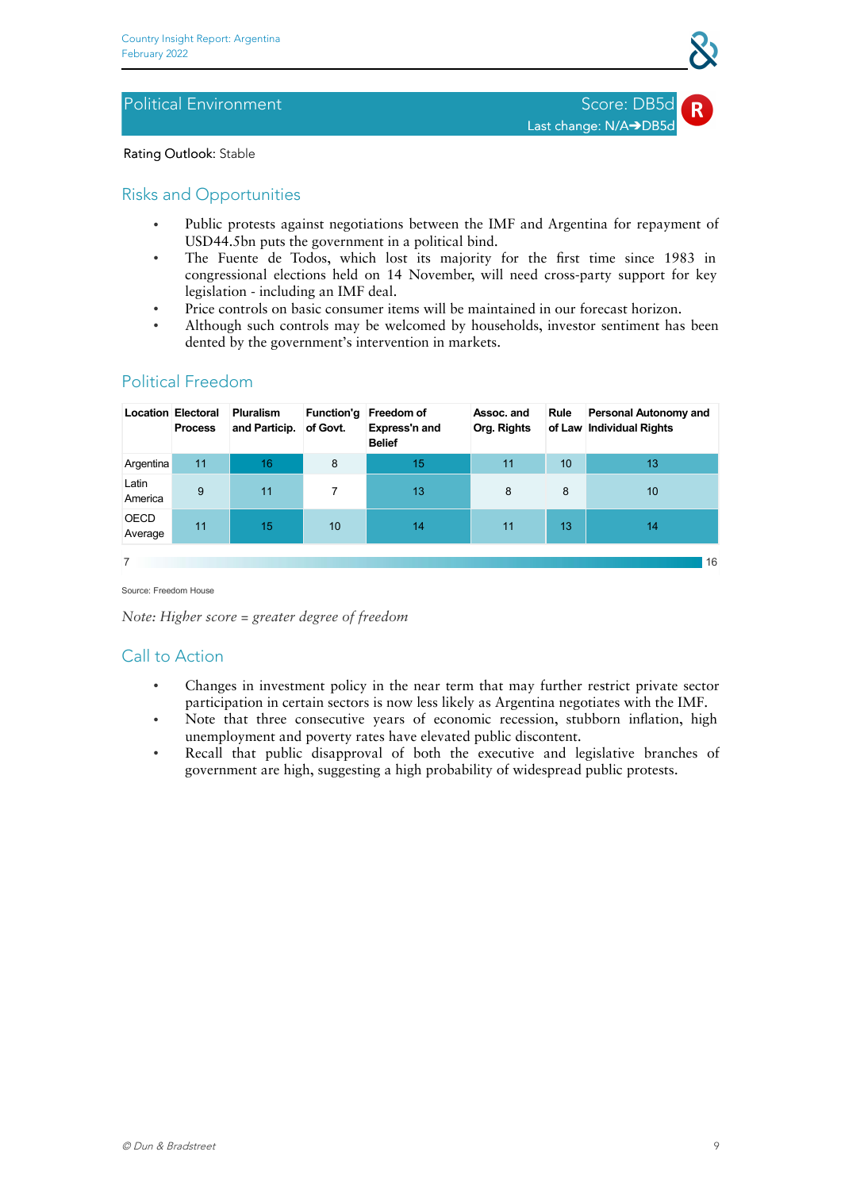## Political Environment

Score: DB5d

Last change: N/A➔DB5d

R

Rating Outlook: Stable

### Risks and Opportunities

- Public protests against negotiations between the IMF and Argentina for repayment of USD44.5bn puts the government in a political bind.
- The Fuente de Todos, which lost its majority for the first time since 1983 in congressional elections held on 14 November, will need cross-party support for key legislation - including an IMF deal.
- Price controls on basic consumer items will be maintained in our forecast horizon.
- Although such controls may be welcomed by households, investor sentiment has been dented by the government's intervention in markets.

### Political Freedom

| Location | Electoral Process | Pluralism and Particip. | Function'g of Govt. | Freedom of Express'n and Belief | Assoc. and Org. Rights | Rule of Law | Personal Autonomy and Individual Rights |
|---|---|---|---|---|---|---|---|
| Argentina | 11 | 16 | 8 | 15 | 11 | 10 | 13 |
| Latin America | 9 | 11 | 7 | 13 | 8 | 8 | 10 |
| OECD Average | 11 | 15 | 10 | 14 | 11 | 13 | 14 |

7 — 16

Source: Freedom House

*Note: Higher score = greater degree of freedom*

### Call to Action

- Changes in investment policy in the near term that may further restrict private sector participation in certain sectors is now less likely as Argentina negotiates with the IMF.
- Note that three consecutive years of economic recession, stubborn inflation, high unemployment and poverty rates have elevated public discontent.
- Recall that public disapproval of both the executive and legislative branches of government are high, suggesting a high probability of widespread public protests.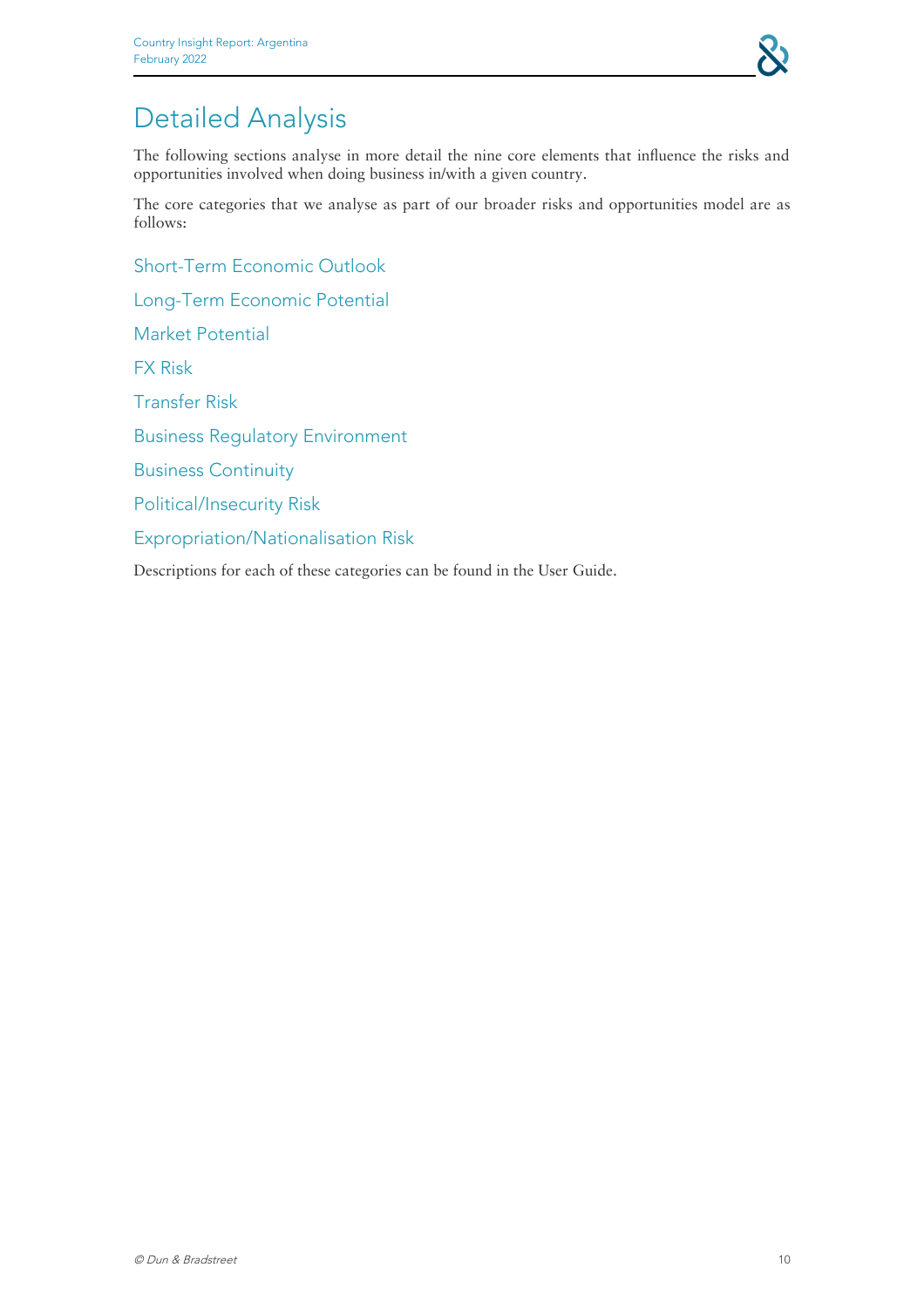# Detailed Analysis

The following sections analyse in more detail the nine core elements that influence the risks and opportunities involved when doing business in/with a given country.

The core categories that we analyse as part of our broader risks and opportunities model are as follows:

Short-Term Economic Outlook

Long-Term Economic Potential

Market Potential

FX Risk

Transfer Risk

Business Regulatory Environment

Business Continuity

Political/Insecurity Risk

Expropriation/Nationalisation Risk

Descriptions for each of these categories can be found in the User Guide.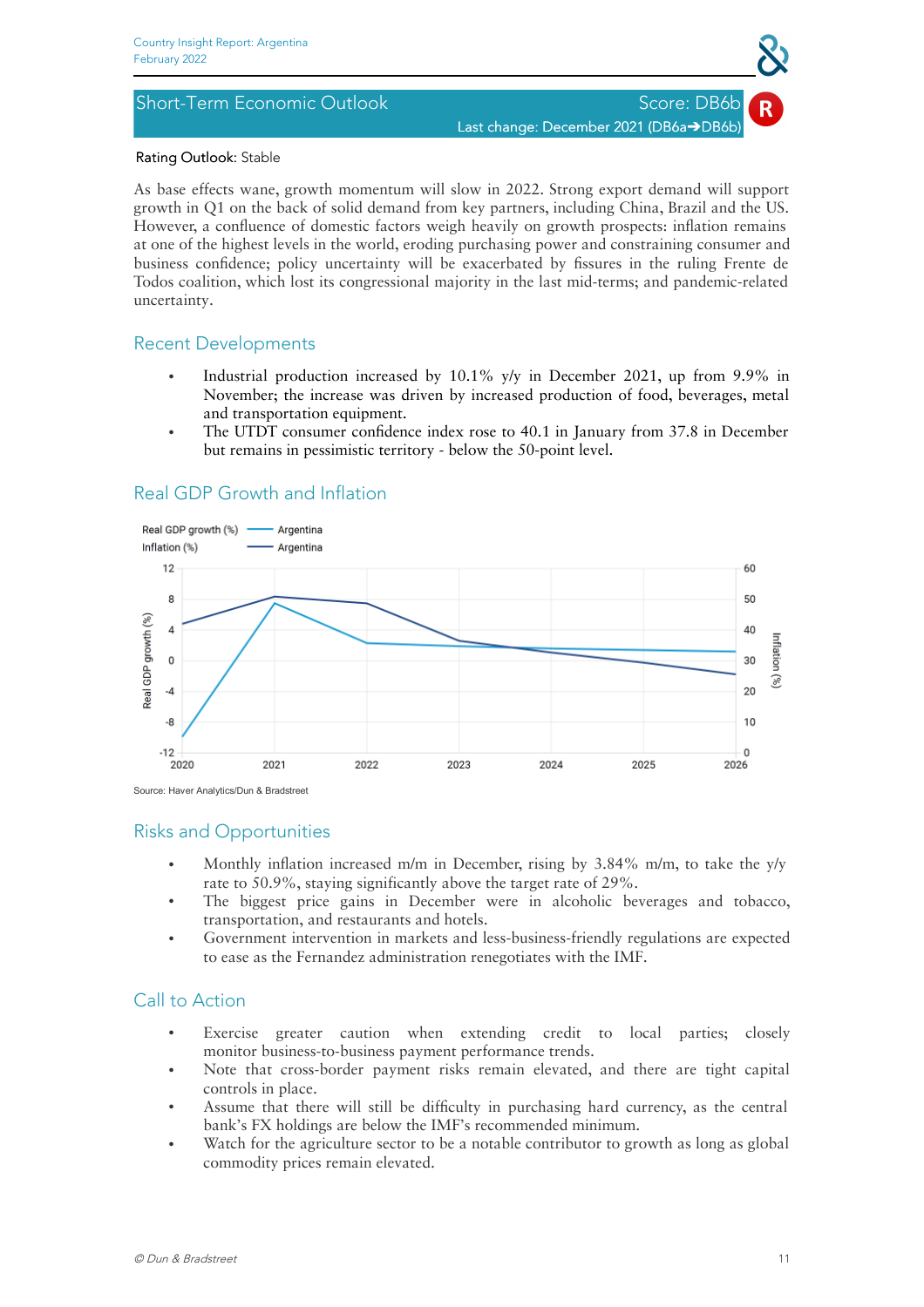## Short-Term Economic Outlook

Score: DB6b

Last change: December 2021 (DB6a➔DB6b)

Rating Outlook: Stable

As base effects wane, growth momentum will slow in 2022. Strong export demand will support growth in Q1 on the back of solid demand from key partners, including China, Brazil and the US. However, a confluence of domestic factors weigh heavily on growth prospects: inflation remains at one of the highest levels in the world, eroding purchasing power and constraining consumer and business confidence; policy uncertainty will be exacerbated by fissures in the ruling Frente de Todos coalition, which lost its congressional majority in the last mid-terms; and pandemic-related uncertainty.

### Recent Developments

- Industrial production increased by 10.1% y/y in December 2021, up from 9.9% in November; the increase was driven by increased production of food, beverages, metal and transportation equipment.
- The UTDT consumer confidence index rose to 40.1 in January from 37.8 in December but remains in pessimistic territory - below the 50-point level.

### Real GDP Growth and Inflation

Source: Haver Analytics/Dun & Bradstreet

### Risks and Opportunities

- Monthly inflation increased m/m in December, rising by 3.84% m/m, to take the y/y rate to 50.9%, staying significantly above the target rate of 29%.
- The biggest price gains in December were in alcoholic beverages and tobacco, transportation, and restaurants and hotels.
- Government intervention in markets and less-business-friendly regulations are expected to ease as the Fernandez administration renegotiates with the IMF.

### Call to Action

- Exercise greater caution when extending credit to local parties; closely monitor business-to-business payment performance trends.
- Note that cross-border payment risks remain elevated, and there are tight capital controls in place.
- Assume that there will still be difficulty in purchasing hard currency, as the central bank's FX holdings are below the IMF's recommended minimum.
- Watch for the agriculture sector to be a notable contributor to growth as long as global commodity prices remain elevated.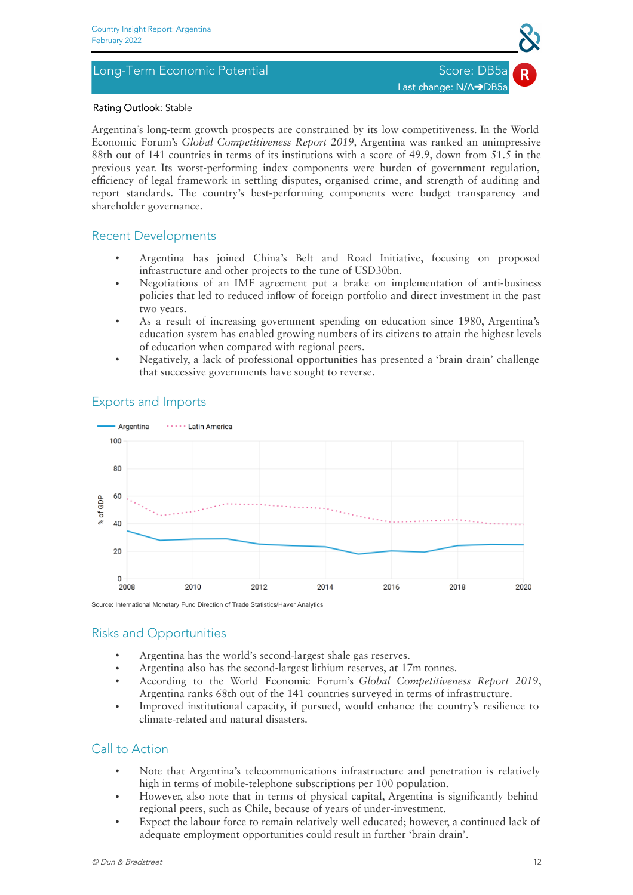## Long-Term Economic Potential

Score: DB5a
Last change: N/A➔DB5a

Rating Outlook: Stable

Argentina's long-term growth prospects are constrained by its low competitiveness. In the World Economic Forum's *Global Competitiveness Report 2019*, Argentina was ranked an unimpressive 88th out of 141 countries in terms of its institutions with a score of 49.9, down from 51.5 in the previous year. Its worst-performing index components were burden of government regulation, efficiency of legal framework in settling disputes, organised crime, and strength of auditing and report standards. The country's best-performing components were budget transparency and shareholder governance.

### Recent Developments

- Argentina has joined China's Belt and Road Initiative, focusing on proposed infrastructure and other projects to the tune of USD30bn.
- Negotiations of an IMF agreement put a brake on implementation of anti-business policies that led to reduced inflow of foreign portfolio and direct investment in the past two years.
- As a result of increasing government spending on education since 1980, Argentina's education system has enabled growing numbers of its citizens to attain the highest levels of education when compared with regional peers.
- Negatively, a lack of professional opportunities has presented a 'brain drain' challenge that successive governments have sought to reverse.

### Exports and Imports

Source: International Monetary Fund Direction of Trade Statistics/Haver Analytics

### Risks and Opportunities

- Argentina has the world's second-largest shale gas reserves.
- Argentina also has the second-largest lithium reserves, at 17m tonnes.
- According to the World Economic Forum's *Global Competitiveness Report 2019*, Argentina ranks 68th out of the 141 countries surveyed in terms of infrastructure.
- Improved institutional capacity, if pursued, would enhance the country's resilience to climate-related and natural disasters.

### Call to Action

- Note that Argentina's telecommunications infrastructure and penetration is relatively high in terms of mobile-telephone subscriptions per 100 population.
- However, also note that in terms of physical capital, Argentina is significantly behind regional peers, such as Chile, because of years of under-investment.
- Expect the labour force to remain relatively well educated; however, a continued lack of adequate employment opportunities could result in further 'brain drain'.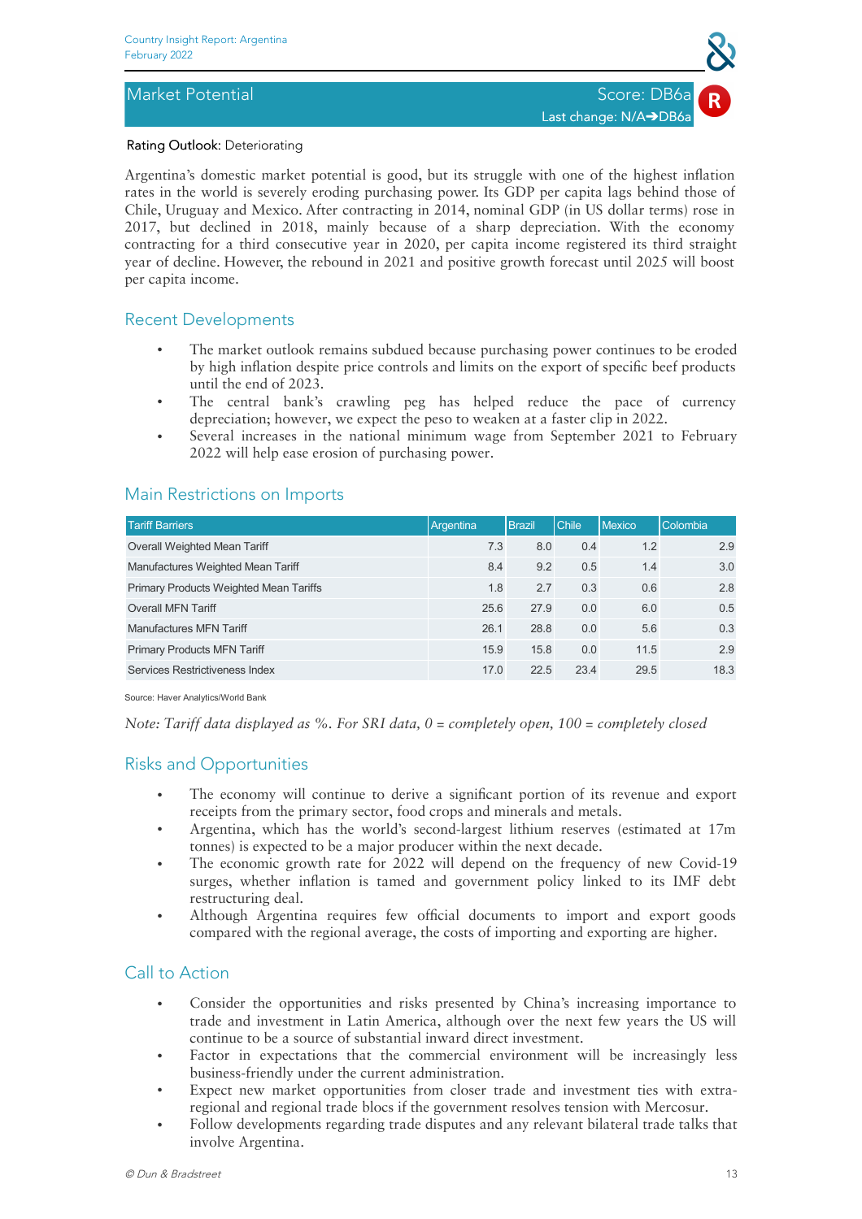## Market Potential

Score: DB6a

Last change: N/A➔DB6a

**Rating Outlook**: Deteriorating

Argentina's domestic market potential is good, but its struggle with one of the highest inflation rates in the world is severely eroding purchasing power. Its GDP per capita lags behind those of Chile, Uruguay and Mexico. After contracting in 2014, nominal GDP (in US dollar terms) rose in 2017, but declined in 2018, mainly because of a sharp depreciation. With the economy contracting for a third consecutive year in 2020, per capita income registered its third straight year of decline. However, the rebound in 2021 and positive growth forecast until 2025 will boost per capita income.

### Recent Developments

- The market outlook remains subdued because purchasing power continues to be eroded by high inflation despite price controls and limits on the export of specific beef products until the end of 2023.
- The central bank's crawling peg has helped reduce the pace of currency depreciation; however, we expect the peso to weaken at a faster clip in 2022.
- Several increases in the national minimum wage from September 2021 to February 2022 will help ease erosion of purchasing power.

### Main Restrictions on Imports

| Tariff Barriers | Argentina | Brazil | Chile | Mexico | Colombia |
|---|---|---|---|---|---|
| Overall Weighted Mean Tariff | 7.3 | 8.0 | 0.4 | 1.2 | 2.9 |
| Manufactures Weighted Mean Tariff | 8.4 | 9.2 | 0.5 | 1.4 | 3.0 |
| Primary Products Weighted Mean Tariffs | 1.8 | 2.7 | 0.3 | 0.6 | 2.8 |
| Overall MFN Tariff | 25.6 | 27.9 | 0.0 | 6.0 | 0.5 |
| Manufactures MFN Tariff | 26.1 | 28.8 | 0.0 | 5.6 | 0.3 |
| Primary Products MFN Tariff | 15.9 | 15.8 | 0.0 | 11.5 | 2.9 |
| Services Restrictiveness Index | 17.0 | 22.5 | 23.4 | 29.5 | 18.3 |

Source: Haver Analytics/World Bank

*Note: Tariff data displayed as %. For SRI data, 0 = completely open, 100 = completely closed*

### Risks and Opportunities

- The economy will continue to derive a significant portion of its revenue and export receipts from the primary sector, food crops and minerals and metals.
- Argentina, which has the world's second-largest lithium reserves (estimated at 17m tonnes) is expected to be a major producer within the next decade.
- The economic growth rate for 2022 will depend on the frequency of new Covid-19 surges, whether inflation is tamed and government policy linked to its IMF debt restructuring deal.
- Although Argentina requires few official documents to import and export goods compared with the regional average, the costs of importing and exporting are higher.

### Call to Action

- Consider the opportunities and risks presented by China's increasing importance to trade and investment in Latin America, although over the next few years the US will continue to be a source of substantial inward direct investment.
- Factor in expectations that the commercial environment will be increasingly less business-friendly under the current administration.
- Expect new market opportunities from closer trade and investment ties with extra-regional and regional trade blocs if the government resolves tension with Mercosur.
- Follow developments regarding trade disputes and any relevant bilateral trade talks that involve Argentina.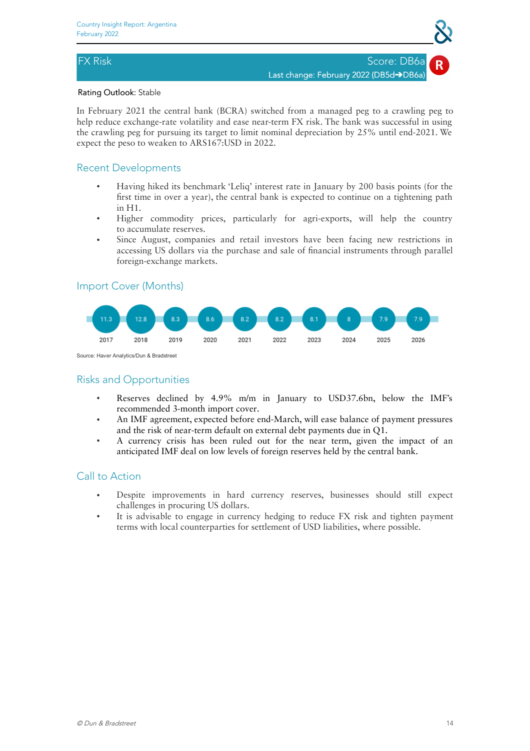## FX Risk

Score: DB6a

Last change: February 2022 (DB5d→DB6a)

**Rating Outlook:** Stable

In February 2021 the central bank (BCRA) switched from a managed peg to a crawling peg to help reduce exchange-rate volatility and ease near-term FX risk. The bank was successful in using the crawling peg for pursuing its target to limit nominal depreciation by 25% until end-2021. We expect the peso to weaken to ARS167:USD in 2022.

### Recent Developments

- Having hiked its benchmark 'Leliq' interest rate in January by 200 basis points (for the first time in over a year), the central bank is expected to continue on a tightening path in H1.
- Higher commodity prices, particularly for agri-exports, will help the country to accumulate reserves.
- Since August, companies and retail investors have been facing new restrictions in accessing US dollars via the purchase and sale of financial instruments through parallel foreign-exchange markets.

### Import Cover (Months)

| 2017 | 2018 | 2019 | 2020 | 2021 | 2022 | 2023 | 2024 | 2025 | 2026 |
|---|---|---|---|---|---|---|---|---|---|
| 11.3 | 12.8 | 8.3 | 8.6 | 8.2 | 8.2 | 8.1 | 8 | 7.9 | 7.9 |

Source: Haver Analytics/Dun & Bradstreet

### Risks and Opportunities

- Reserves declined by 4.9% m/m in January to USD37.6bn, below the IMF's recommended 3-month import cover.
- An IMF agreement, expected before end-March, will ease balance of payment pressures and the risk of near-term default on external debt payments due in Q1.
- A currency crisis has been ruled out for the near term, given the impact of an anticipated IMF deal on low levels of foreign reserves held by the central bank.

### Call to Action

- Despite improvements in hard currency reserves, businesses should still expect challenges in procuring US dollars.
- It is advisable to engage in currency hedging to reduce FX risk and tighten payment terms with local counterparties for settlement of USD liabilities, where possible.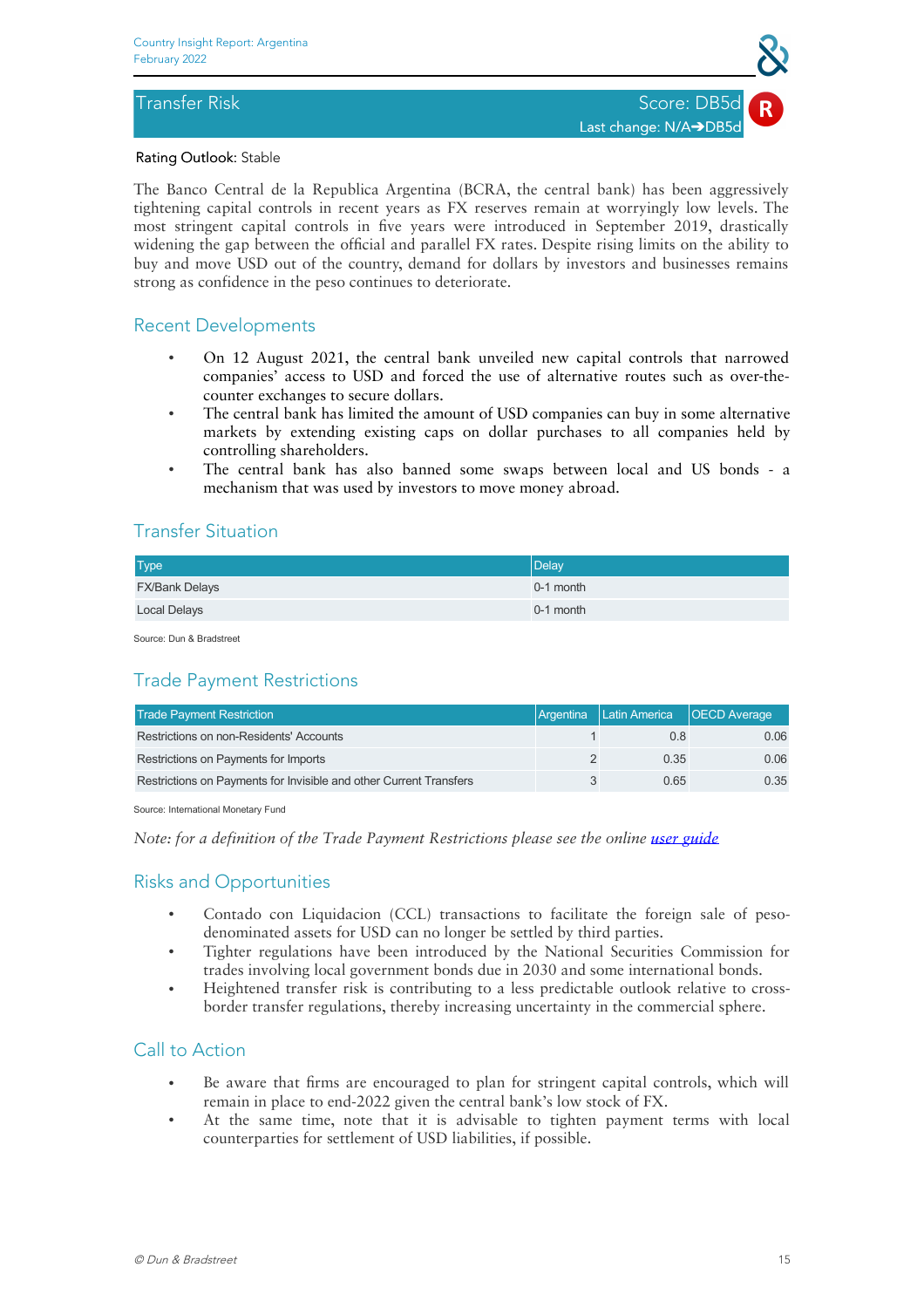## Transfer Risk

Score: DB5d

Last change: N/A➔DB5d

Rating Outlook: Stable

The Banco Central de la Republica Argentina (BCRA, the central bank) has been aggressively tightening capital controls in recent years as FX reserves remain at worryingly low levels. The most stringent capital controls in five years were introduced in September 2019, drastically widening the gap between the official and parallel FX rates. Despite rising limits on the ability to buy and move USD out of the country, demand for dollars by investors and businesses remains strong as confidence in the peso continues to deteriorate.

### Recent Developments

- On 12 August 2021, the central bank unveiled new capital controls that narrowed companies' access to USD and forced the use of alternative routes such as over-the-counter exchanges to secure dollars.
- The central bank has limited the amount of USD companies can buy in some alternative markets by extending existing caps on dollar purchases to all companies held by controlling shareholders.
- The central bank has also banned some swaps between local and US bonds - a mechanism that was used by investors to move money abroad.

### Transfer Situation

| Type | Delay |
|---|---|
| FX/Bank Delays | 0-1 month |
| Local Delays | 0-1 month |

Source: Dun & Bradstreet

### Trade Payment Restrictions

| Trade Payment Restriction | Argentina | Latin America | OECD Average |
|---|---|---|---|
| Restrictions on non-Residents' Accounts | 1 | 0.8 | 0.06 |
| Restrictions on Payments for Imports | 2 | 0.35 | 0.06 |
| Restrictions on Payments for Invisible and other Current Transfers | 3 | 0.65 | 0.35 |

Source: International Monetary Fund

*Note: for a definition of the Trade Payment Restrictions please see the online user guide*

### Risks and Opportunities

- Contado con Liquidacion (CCL) transactions to facilitate the foreign sale of peso-denominated assets for USD can no longer be settled by third parties.
- Tighter regulations have been introduced by the National Securities Commission for trades involving local government bonds due in 2030 and some international bonds.
- Heightened transfer risk is contributing to a less predictable outlook relative to cross-border transfer regulations, thereby increasing uncertainty in the commercial sphere.

### Call to Action

- Be aware that firms are encouraged to plan for stringent capital controls, which will remain in place to end-2022 given the central bank's low stock of FX.
- At the same time, note that it is advisable to tighten payment terms with local counterparties for settlement of USD liabilities, if possible.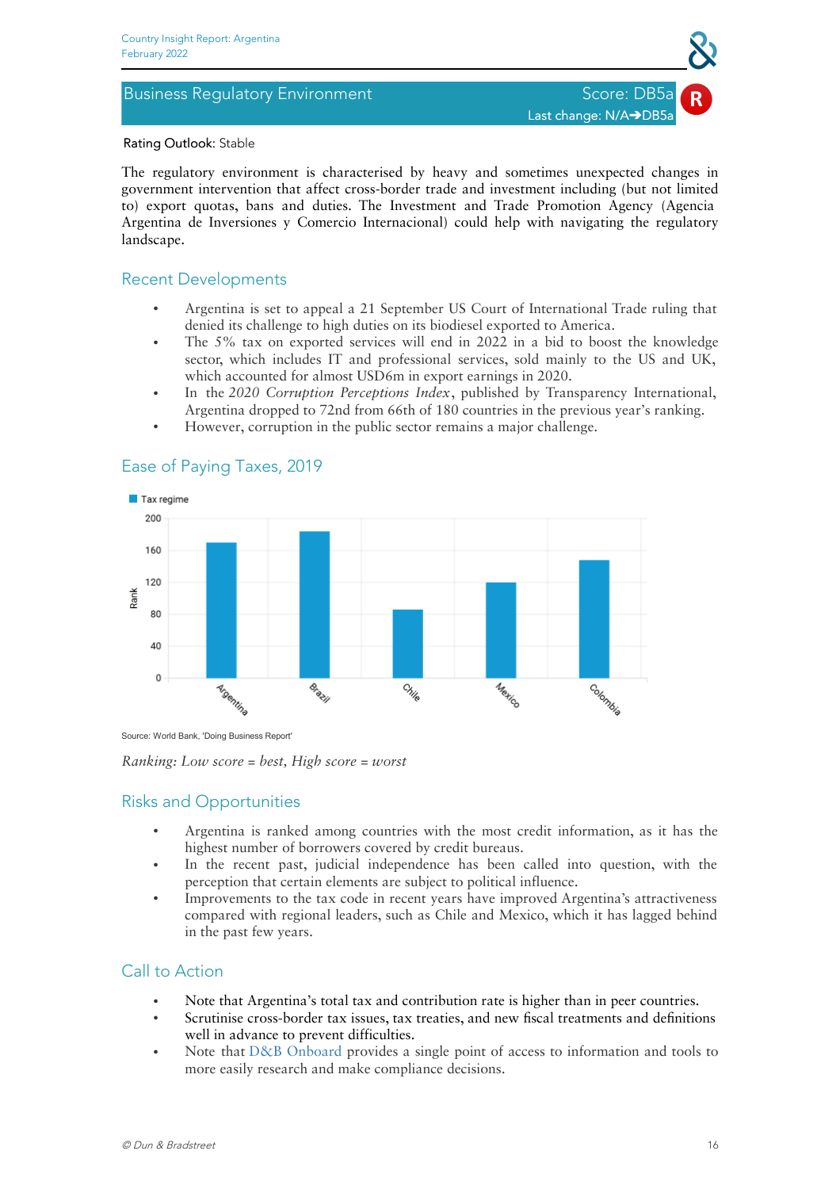## Business Regulatory Environment

Score: DB5a

Last change: N/A➔DB5a

Rating Outlook: Stable

The regulatory environment is characterised by heavy and sometimes unexpected changes in government intervention that affect cross-border trade and investment including (but not limited to) export quotas, bans and duties. The Investment and Trade Promotion Agency (Agencia Argentina de Inversiones y Comercio Internacional) could help with navigating the regulatory landscape.

### Recent Developments

- Argentina is set to appeal a 21 September US Court of International Trade ruling that denied its challenge to high duties on its biodiesel exported to America.
- The 5% tax on exported services will end in 2022 in a bid to boost the knowledge sector, which includes IT and professional services, sold mainly to the US and UK, which accounted for almost USD6m in export earnings in 2020.
- In the *2020 Corruption Perceptions Index*, published by Transparency International, Argentina dropped to 72nd from 66th of 180 countries in the previous year's ranking.
- However, corruption in the public sector remains a major challenge.

### Ease of Paying Taxes, 2019

Source: World Bank, 'Doing Business Report'

*Ranking: Low score = best, High score = worst*

### Risks and Opportunities

- Argentina is ranked among countries with the most credit information, as it has the highest number of borrowers covered by credit bureaus.
- In the recent past, judicial independence has been called into question, with the perception that certain elements are subject to political influence.
- Improvements to the tax code in recent years have improved Argentina's attractiveness compared with regional leaders, such as Chile and Mexico, which it has lagged behind in the past few years.

### Call to Action

- Note that Argentina's total tax and contribution rate is higher than in peer countries.
- Scrutinise cross-border tax issues, tax treaties, and new fiscal treatments and definitions well in advance to prevent difficulties.
- Note that D&B Onboard provides a single point of access to information and tools to more easily research and make compliance decisions.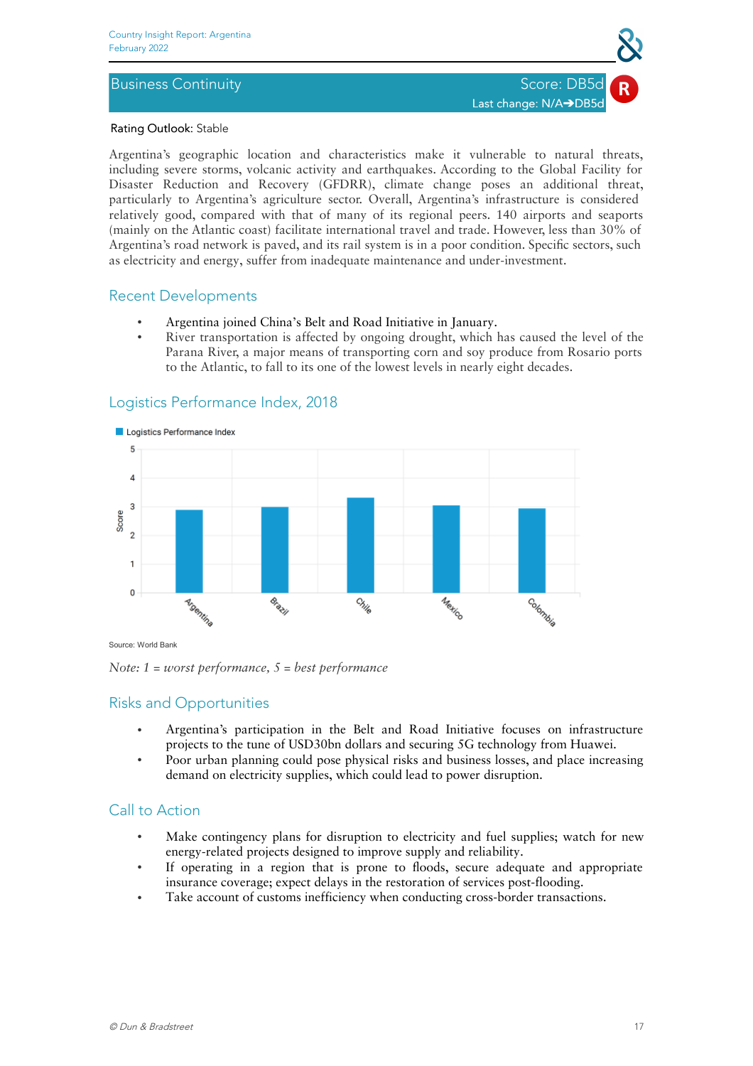## Business Continuity

Score: DB5d

Last change: N/A➔DB5d

Rating Outlook: Stable

Argentina's geographic location and characteristics make it vulnerable to natural threats, including severe storms, volcanic activity and earthquakes. According to the Global Facility for Disaster Reduction and Recovery (GFDRR), climate change poses an additional threat, particularly to Argentina's agriculture sector. Overall, Argentina's infrastructure is considered relatively good, compared with that of many of its regional peers. 140 airports and seaports (mainly on the Atlantic coast) facilitate international travel and trade. However, less than 30% of Argentina's road network is paved, and its rail system is in a poor condition. Specific sectors, such as electricity and energy, suffer from inadequate maintenance and under-investment.

### Recent Developments

- Argentina joined China's Belt and Road Initiative in January.
- River transportation is affected by ongoing drought, which has caused the level of the Parana River, a major means of transporting corn and soy produce from Rosario ports to the Atlantic, to fall to its one of the lowest levels in nearly eight decades.

### Logistics Performance Index, 2018

Logistics Performance Index

| Country | Score |
|---|---|
| Argentina | ~2.9 |
| Brazil | ~3.0 |
| Chile | ~3.3 |
| Mexico | ~3.05 |
| Colombia | ~2.95 |

Source: World Bank

*Note: 1 = worst performance, 5 = best performance*

### Risks and Opportunities

- Argentina's participation in the Belt and Road Initiative focuses on infrastructure projects to the tune of USD30bn dollars and securing 5G technology from Huawei.
- Poor urban planning could pose physical risks and business losses, and place increasing demand on electricity supplies, which could lead to power disruption.

### Call to Action

- Make contingency plans for disruption to electricity and fuel supplies; watch for new energy-related projects designed to improve supply and reliability.
- If operating in a region that is prone to floods, secure adequate and appropriate insurance coverage; expect delays in the restoration of services post-flooding.
- Take account of customs inefficiency when conducting cross-border transactions.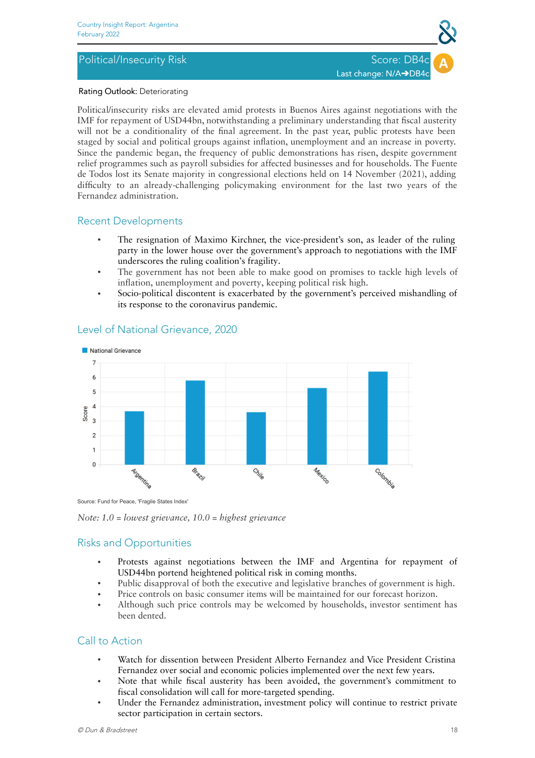## Political/Insecurity Risk

Score: DB4c

Last change: N/A➔DB4c

A

Rating Outlook: Deteriorating

Political/insecurity risks are elevated amid protests in Buenos Aires against negotiations with the IMF for repayment of USD44bn, notwithstanding a preliminary understanding that fiscal austerity will not be a conditionality of the final agreement. In the past year, public protests have been staged by social and political groups against inflation, unemployment and an increase in poverty. Since the pandemic began, the frequency of public demonstrations has risen, despite government relief programmes such as payroll subsidies for affected businesses and for households. The Fuente de Todos lost its Senate majority in congressional elections held on 14 November (2021), adding difficulty to an already-challenging policymaking environment for the last two years of the Fernandez administration.

### Recent Developments

- The resignation of Maximo Kirchner, the vice-president's son, as leader of the ruling party in the lower house over the government's approach to negotiations with the IMF underscores the ruling coalition's fragility.
- The government has not been able to make good on promises to tackle high levels of inflation, unemployment and poverty, keeping political risk high.
- Socio-political discontent is exacerbated by the government's perceived mishandling of its response to the coronavirus pandemic.

### Level of National Grievance, 2020

National Grievance

| Country | Score |
|---|---|
| Argentina | 3.7 |
| Brazil | 5.8 |
| Chile | 3.6 |
| Mexico | 5.3 |
| Colombia | 6.4 |

Source: Fund for Peace, 'Fragile States Index'

*Note: 1.0 = lowest grievance, 10.0 = highest grievance*

### Risks and Opportunities

- Protests against negotiations between the IMF and Argentina for repayment of USD44bn portend heightened political risk in coming months.
- Public disapproval of both the executive and legislative branches of government is high.
- Price controls on basic consumer items will be maintained for our forecast horizon.
- Although such price controls may be welcomed by households, investor sentiment has been dented.

### Call to Action

- Watch for dissention between President Alberto Fernandez and Vice President Cristina Fernandez over social and economic policies implemented over the next few years.
- Note that while fiscal austerity has been avoided, the government's commitment to fiscal consolidation will call for more-targeted spending.
- Under the Fernandez administration, investment policy will continue to restrict private sector participation in certain sectors.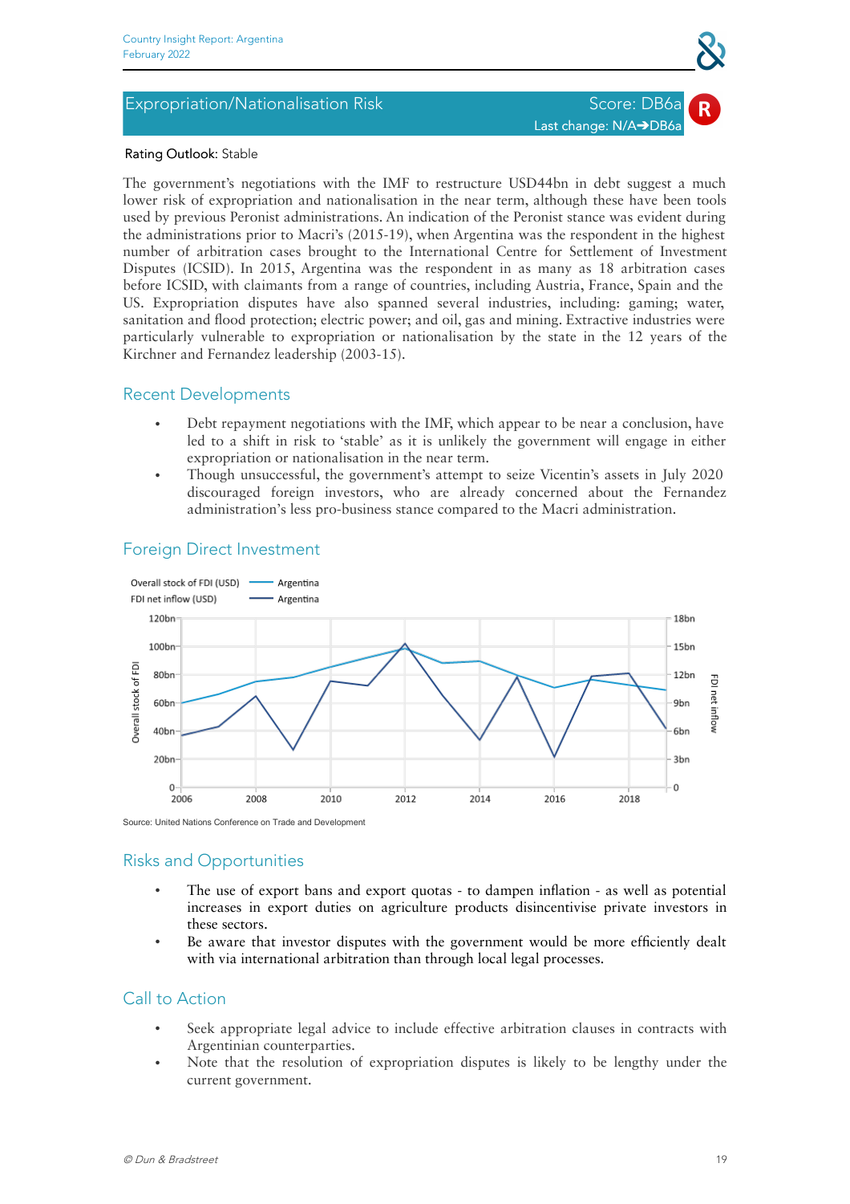## Expropriation/Nationalisation Risk

Score: DB6a

Last change: N/A➔DB6a

**Rating Outlook**: Stable

The government's negotiations with the IMF to restructure USD44bn in debt suggest a much lower risk of expropriation and nationalisation in the near term, although these have been tools used by previous Peronist administrations. An indication of the Peronist stance was evident during the administrations prior to Macri's (2015-19), when Argentina was the respondent in the highest number of arbitration cases brought to the International Centre for Settlement of Investment Disputes (ICSID). In 2015, Argentina was the respondent in as many as 18 arbitration cases before ICSID, with claimants from a range of countries, including Austria, France, Spain and the US. Expropriation disputes have also spanned several industries, including: gaming; water, sanitation and flood protection; electric power; and oil, gas and mining. Extractive industries were particularly vulnerable to expropriation or nationalisation by the state in the 12 years of the Kirchner and Fernandez leadership (2003-15).

### Recent Developments

- Debt repayment negotiations with the IMF, which appear to be near a conclusion, have led to a shift in risk to 'stable' as it is unlikely the government will engage in either expropriation or nationalisation in the near term.
- Though unsuccessful, the government's attempt to seize Vicentin's assets in July 2020 discouraged foreign investors, who are already concerned about the Fernandez administration's less pro-business stance compared to the Macri administration.

### Foreign Direct Investment

Overall stock of FDI (USD) — Argentina
FDI net inflow (USD) — Argentina

Source: United Nations Conference on Trade and Development

### Risks and Opportunities

- The use of export bans and export quotas - to dampen inflation - as well as potential increases in export duties on agriculture products disincentivise private investors in these sectors.
- Be aware that investor disputes with the government would be more efficiently dealt with via international arbitration than through local legal processes.

### Call to Action

- Seek appropriate legal advice to include effective arbitration clauses in contracts with Argentinian counterparties.
- Note that the resolution of expropriation disputes is likely to be lengthy under the current government.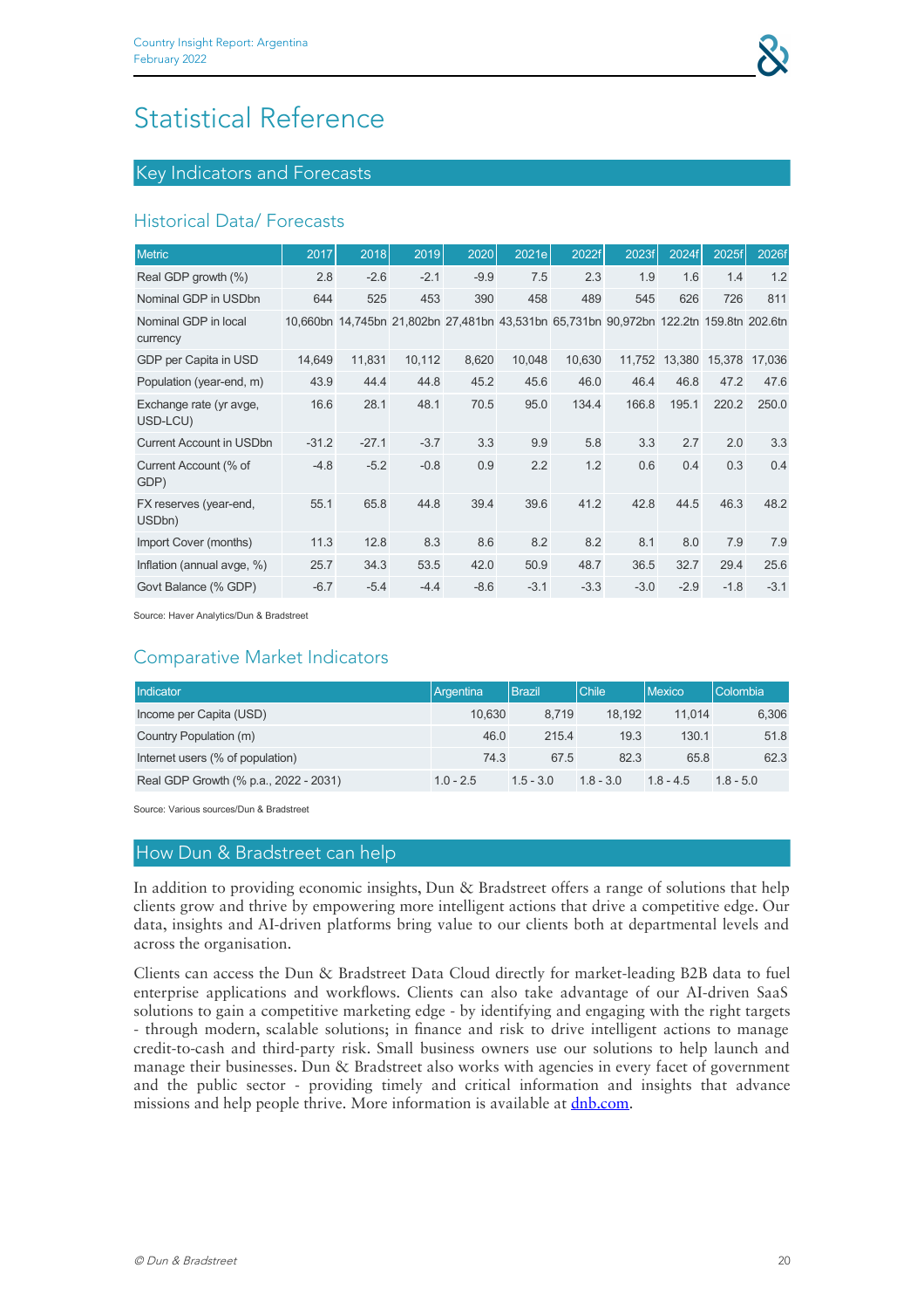# Statistical Reference

## Key Indicators and Forecasts

### Historical Data/ Forecasts

| Metric | 2017 | 2018 | 2019 | 2020 | 2021e | 2022f | 2023f | 2024f | 2025f | 2026f |
|---|---|---|---|---|---|---|---|---|---|---|
| Real GDP growth (%) | 2.8 | -2.6 | -2.1 | -9.9 | 7.5 | 2.3 | 1.9 | 1.6 | 1.4 | 1.2 |
| Nominal GDP in USDbn | 644 | 525 | 453 | 390 | 458 | 489 | 545 | 626 | 726 | 811 |
| Nominal GDP in local currency | 10,660bn | 14,745bn | 21,802bn | 27,481bn | 43,531bn | 65,731bn | 90,972bn | 122.2tn | 159.8tn | 202.6tn |
| GDP per Capita in USD | 14,649 | 11,831 | 10,112 | 8,620 | 10,048 | 10,630 | 11,752 | 13,380 | 15,378 | 17,036 |
| Population (year-end, m) | 43.9 | 44.4 | 44.8 | 45.2 | 45.6 | 46.0 | 46.4 | 46.8 | 47.2 | 47.6 |
| Exchange rate (yr avge, USD-LCU) | 16.6 | 28.1 | 48.1 | 70.5 | 95.0 | 134.4 | 166.8 | 195.1 | 220.2 | 250.0 |
| Current Account in USDbn | -31.2 | -27.1 | -3.7 | 3.3 | 9.9 | 5.8 | 3.3 | 2.7 | 2.0 | 3.3 |
| Current Account (% of GDP) | -4.8 | -5.2 | -0.8 | 0.9 | 2.2 | 1.2 | 0.6 | 0.4 | 0.3 | 0.4 |
| FX reserves (year-end, USDbn) | 55.1 | 65.8 | 44.8 | 39.4 | 39.6 | 41.2 | 42.8 | 44.5 | 46.3 | 48.2 |
| Import Cover (months) | 11.3 | 12.8 | 8.3 | 8.6 | 8.2 | 8.2 | 8.1 | 8.0 | 7.9 | 7.9 |
| Inflation (annual avge, %) | 25.7 | 34.3 | 53.5 | 42.0 | 50.9 | 48.7 | 36.5 | 32.7 | 29.4 | 25.6 |
| Govt Balance (% GDP) | -6.7 | -5.4 | -4.4 | -8.6 | -3.1 | -3.3 | -3.0 | -2.9 | -1.8 | -3.1 |

Source: Haver Analytics/Dun & Bradstreet

### Comparative Market Indicators

| Indicator | Argentina | Brazil | Chile | Mexico | Colombia |
|---|---|---|---|---|---|
| Income per Capita (USD) | 10,630 | 8,719 | 18,192 | 11,014 | 6,306 |
| Country Population (m) | 46.0 | 215.4 | 19.3 | 130.1 | 51.8 |
| Internet users (% of population) | 74.3 | 67.5 | 82.3 | 65.8 | 62.3 |
| Real GDP Growth (% p.a., 2022 - 2031) | 1.0 - 2.5 | 1.5 - 3.0 | 1.8 - 3.0 | 1.8 - 4.5 | 1.8 - 5.0 |

Source: Various sources/Dun & Bradstreet

## How Dun & Bradstreet can help

In addition to providing economic insights, Dun & Bradstreet offers a range of solutions that help clients grow and thrive by empowering more intelligent actions that drive a competitive edge. Our data, insights and AI-driven platforms bring value to our clients both at departmental levels and across the organisation.

Clients can access the Dun & Bradstreet Data Cloud directly for market-leading B2B data to fuel enterprise applications and workflows. Clients can also take advantage of our AI-driven SaaS solutions to gain a competitive marketing edge - by identifying and engaging with the right targets - through modern, scalable solutions; in finance and risk to drive intelligent actions to manage credit-to-cash and third-party risk. Small business owners use our solutions to help launch and manage their businesses. Dun & Bradstreet also works with agencies in every facet of government and the public sector - providing timely and critical information and insights that advance missions and help people thrive. More information is available at [dnb.com](https://www.dnb.com).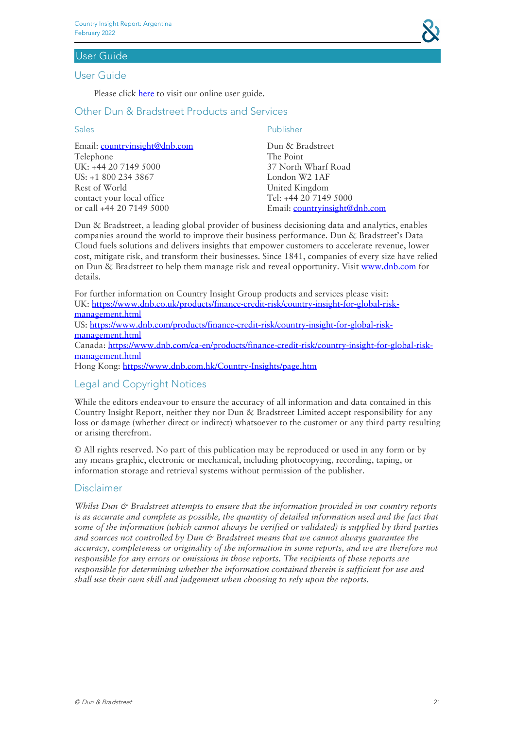# User Guide

## User Guide

Please click [here](#) to visit our online user guide.

## Other Dun & Bradstreet Products and Services

### Sales

Email: countryinsight@dnb.com
Telephone
UK: +44 20 7149 5000
US: +1 800 234 3867
Rest of World
contact your local office
or call +44 20 7149 5000

### Publisher

Dun & Bradstreet
The Point
37 North Wharf Road
London W2 1AF
United Kingdom
Tel: +44 20 7149 5000
Email: countryinsight@dnb.com

Dun & Bradstreet, a leading global provider of business decisioning data and analytics, enables companies around the world to improve their business performance. Dun & Bradstreet's Data Cloud fuels solutions and delivers insights that empower customers to accelerate revenue, lower cost, mitigate risk, and transform their businesses. Since 1841, companies of every size have relied on Dun & Bradstreet to help them manage risk and reveal opportunity. Visit www.dnb.com for details.

For further information on Country Insight Group products and services please visit:
UK: https://www.dnb.co.uk/products/finance-credit-risk/country-insight-for-global-risk-management.html
US: https://www.dnb.com/products/finance-credit-risk/country-insight-for-global-risk-management.html
Canada: https://www.dnb.com/ca-en/products/finance-credit-risk/country-insight-for-global-risk-management.html
Hong Kong: https://www.dnb.com.hk/Country-Insights/page.htm

## Legal and Copyright Notices

While the editors endeavour to ensure the accuracy of all information and data contained in this Country Insight Report, neither they nor Dun & Bradstreet Limited accept responsibility for any loss or damage (whether direct or indirect) whatsoever to the customer or any third party resulting or arising therefrom.

© All rights reserved. No part of this publication may be reproduced or used in any form or by any means graphic, electronic or mechanical, including photocopying, recording, taping, or information storage and retrieval systems without permission of the publisher.

## Disclaimer

*Whilst Dun & Bradstreet attempts to ensure that the information provided in our country reports is as accurate and complete as possible, the quantity of detailed information used and the fact that some of the information (which cannot always be verified or validated) is supplied by third parties and sources not controlled by Dun & Bradstreet means that we cannot always guarantee the accuracy, completeness or originality of the information in some reports, and we are therefore not responsible for any errors or omissions in those reports. The recipients of these reports are responsible for determining whether the information contained therein is sufficient for use and shall use their own skill and judgement when choosing to rely upon the reports.*